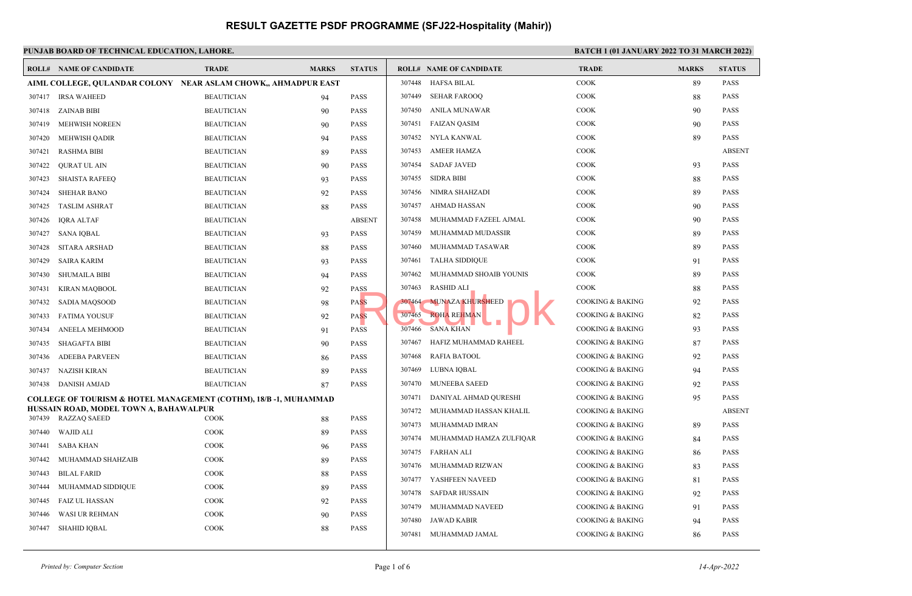# RESULT GAZETTE PSDF PROGRAMME (SFJ22-Hospitality (Mahir))

**PUNJAB BOARD OF TECHNICAL EDUCATION, LAHORE.**

**BATCH 1 (01 JANUARY 2022 TO 31 MARCH 2022)**

| ROLL# | NAME OF CANDIDATE | TRADE | MARKS | STATUS |
|---|---|---|---|---|
| **AIML COLLEGE, QULANDAR COLONY NEAR ASLAM CHOWK,, AHMADPUR EAST** | | | | |
| 307417 | IRSA WAHEED | BEAUTICIAN | 94 | PASS |
| 307418 | ZAINAB BIBI | BEAUTICIAN | 90 | PASS |
| 307419 | MEHWISH NOREEN | BEAUTICIAN | 90 | PASS |
| 307420 | MEHWISH QADIR | BEAUTICIAN | 94 | PASS |
| 307421 | RASHMA BIBI | BEAUTICIAN | 89 | PASS |
| 307422 | QURAT UL AIN | BEAUTICIAN | 90 | PASS |
| 307423 | SHAISTA RAFEEQ | BEAUTICIAN | 93 | PASS |
| 307424 | SHEHAR BANO | BEAUTICIAN | 92 | PASS |
| 307425 | TASLIM ASHRAT | BEAUTICIAN | 88 | PASS |
| 307426 | IQRA ALTAF | BEAUTICIAN | | ABSENT |
| 307427 | SANA IQBAL | BEAUTICIAN | 93 | PASS |
| 307428 | SITARA ARSHAD | BEAUTICIAN | 88 | PASS |
| 307429 | SAIRA KARIM | BEAUTICIAN | 93 | PASS |
| 307430 | SHUMAILA BIBI | BEAUTICIAN | 94 | PASS |
| 307431 | KIRAN MAQBOOL | BEAUTICIAN | 92 | PASS |
| 307432 | SADIA MAQSOOD | BEAUTICIAN | 98 | PASS |
| 307433 | FATIMA YOUSUF | BEAUTICIAN | 92 | PASS |
| 307434 | ANEELA MEHMOOD | BEAUTICIAN | 91 | PASS |
| 307435 | SHAGAFTA BIBI | BEAUTICIAN | 90 | PASS |
| 307436 | ADEEBA PARVEEN | BEAUTICIAN | 86 | PASS |
| 307437 | NAZISH KIRAN | BEAUTICIAN | 89 | PASS |
| 307438 | DANISH AMJAD | BEAUTICIAN | 87 | PASS |
| **COLLEGE OF TOURISM & HOTEL MANAGEMENT (COTHM), 18/B -1, MUHAMMAD HUSSAIN ROAD, MODEL TOWN A, BAHAWALPUR** | | | | |
| 307439 | RAZZAQ SAEED | COOK | 88 | PASS |
| 307440 | WAJID ALI | COOK | 89 | PASS |
| 307441 | SABA KHAN | COOK | 96 | PASS |
| 307442 | MUHAMMAD SHAHZAIB | COOK | 89 | PASS |
| 307443 | BILAL FARID | COOK | 88 | PASS |
| 307444 | MUHAMMAD SIDDIQUE | COOK | 89 | PASS |
| 307445 | FAIZ UL HASSAN | COOK | 92 | PASS |
| 307446 | WASI UR REHMAN | COOK | 90 | PASS |
| 307447 | SHAHID IQBAL | COOK | 88 | PASS |
| 307448 | HAFSA BILAL | COOK | 89 | PASS |
| 307449 | SEHAR FAROOQ | COOK | 88 | PASS |
| 307450 | ANILA MUNAWAR | COOK | 90 | PASS |
| 307451 | FAIZAN QASIM | COOK | 90 | PASS |
| 307452 | NYLA KANWAL | COOK | 89 | PASS |
| 307453 | AMEER HAMZA | COOK | | ABSENT |
| 307454 | SADAF JAVED | COOK | 93 | PASS |
| 307455 | SIDRA BIBI | COOK | 88 | PASS |
| 307456 | NIMRA SHAHZADI | COOK | 89 | PASS |
| 307457 | AHMAD HASSAN | COOK | 90 | PASS |
| 307458 | MUHAMMAD FAZEEL AJMAL | COOK | 90 | PASS |
| 307459 | MUHAMMAD MUDASSIR | COOK | 89 | PASS |
| 307460 | MUHAMMAD TASAWAR | COOK | 89 | PASS |
| 307461 | TALHA SIDDIQUE | COOK | 91 | PASS |
| 307462 | MUHAMMAD SHOAIB YOUNIS | COOK | 89 | PASS |
| 307463 | RASHID ALI | COOK | 88 | PASS |
| 307464 | MUNAZA KHURSHEED | COOKING & BAKING | 92 | PASS |
| 307465 | ROHA REHMAN | COOKING & BAKING | 82 | PASS |
| 307466 | SANA KHAN | COOKING & BAKING | 93 | PASS |
| 307467 | HAFIZ MUHAMMAD RAHEEL | COOKING & BAKING | 87 | PASS |
| 307468 | RAFIA BATOOL | COOKING & BAKING | 92 | PASS |
| 307469 | LUBNA IQBAL | COOKING & BAKING | 94 | PASS |
| 307470 | MUNEEBA SAEED | COOKING & BAKING | 92 | PASS |
| 307471 | DANIYAL AHMAD QURESHI | COOKING & BAKING | 95 | PASS |
| 307472 | MUHAMMAD HASSAN KHALIL | COOKING & BAKING | | ABSENT |
| 307473 | MUHAMMAD IMRAN | COOKING & BAKING | 89 | PASS |
| 307474 | MUHAMMAD HAMZA ZULFIQAR | COOKING & BAKING | 84 | PASS |
| 307475 | FARHAN ALI | COOKING & BAKING | 86 | PASS |
| 307476 | MUHAMMAD RIZWAN | COOKING & BAKING | 83 | PASS |
| 307477 | YASHFEEN NAVEED | COOKING & BAKING | 81 | PASS |
| 307478 | SAFDAR HUSSAIN | COOKING & BAKING | 92 | PASS |
| 307479 | MUHAMMAD NAVEED | COOKING & BAKING | 91 | PASS |
| 307480 | JAWAD KABIR | COOKING & BAKING | 94 | PASS |
| 307481 | MUHAMMAD JAMAL | COOKING & BAKING | 86 | PASS |

*Printed by: Computer Section*

*14-Apr-2022*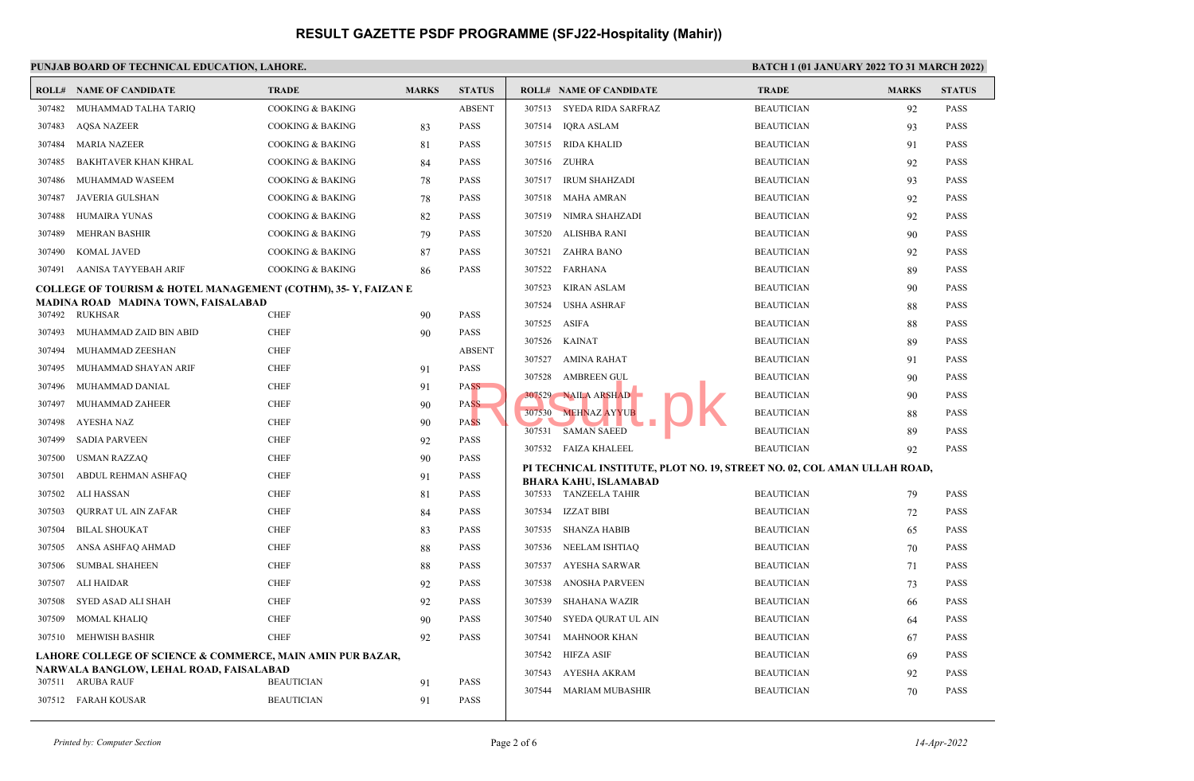# RESULT GAZETTE PSDF PROGRAMME (SFJ22-Hospitality (Mahir))

**PUNJAB BOARD OF TECHNICAL EDUCATION, LAHORE.**

**BATCH 1 (01 JANUARY 2022 TO 31 MARCH 2022)**

| ROLL# | NAME OF CANDIDATE | TRADE | MARKS | STATUS |
|---|---|---|---|---|
| 307482 | MUHAMMAD TALHA TARIQ | COOKING & BAKING | | ABSENT |
| 307483 | AQSA NAZEER | COOKING & BAKING | 83 | PASS |
| 307484 | MARIA NAZEER | COOKING & BAKING | 81 | PASS |
| 307485 | BAKHTAVER KHAN KHRAL | COOKING & BAKING | 84 | PASS |
| 307486 | MUHAMMAD WASEEM | COOKING & BAKING | 78 | PASS |
| 307487 | JAVERIA GULSHAN | COOKING & BAKING | 78 | PASS |
| 307488 | HUMAIRA YUNAS | COOKING & BAKING | 82 | PASS |
| 307489 | MEHRAN BASHIR | COOKING & BAKING | 79 | PASS |
| 307490 | KOMAL JAVED | COOKING & BAKING | 87 | PASS |
| 307491 | AANISA TAYYEBAH ARIF | COOKING & BAKING | 86 | PASS |

**COLLEGE OF TOURISM & HOTEL MANAGEMENT (COTHM), 35- Y, FAIZAN E MADINA ROAD MADINA TOWN, FAISALABAD**

| ROLL# | NAME OF CANDIDATE | TRADE | MARKS | STATUS |
|---|---|---|---|---|
| 307492 | RUKHSAR | CHEF | 90 | PASS |
| 307493 | MUHAMMAD ZAID BIN ABID | CHEF | 90 | PASS |
| 307494 | MUHAMMAD ZEESHAN | CHEF | | ABSENT |
| 307495 | MUHAMMAD SHAYAN ARIF | CHEF | 91 | PASS |
| 307496 | MUHAMMAD DANIAL | CHEF | 91 | PASS |
| 307497 | MUHAMMAD ZAHEER | CHEF | 90 | PASS |
| 307498 | AYESHA NAZ | CHEF | 90 | PASS |
| 307499 | SADIA PARVEEN | CHEF | 92 | PASS |
| 307500 | USMAN RAZZAQ | CHEF | 90 | PASS |
| 307501 | ABDUL REHMAN ASHFAQ | CHEF | 91 | PASS |
| 307502 | ALI HASSAN | CHEF | 81 | PASS |
| 307503 | QURRAT UL AIN ZAFAR | CHEF | 84 | PASS |
| 307504 | BILAL SHOUKAT | CHEF | 83 | PASS |
| 307505 | ANSA ASHFAQ AHMAD | CHEF | 88 | PASS |
| 307506 | SUMBAL SHAHEEN | CHEF | 88 | PASS |
| 307507 | ALI HAIDAR | CHEF | 92 | PASS |
| 307508 | SYED ASAD ALI SHAH | CHEF | 92 | PASS |
| 307509 | MOMAL KHALIQ | CHEF | 90 | PASS |
| 307510 | MEHWISH BASHIR | CHEF | 92 | PASS |

**LAHORE COLLEGE OF SCIENCE & COMMERCE, MAIN AMIN PUR BAZAR, NARWALA BANGLOW, LEHAL ROAD, FAISALABAD**

| ROLL# | NAME OF CANDIDATE | TRADE | MARKS | STATUS |
|---|---|---|---|---|
| 307511 | ARUBA RAUF | BEAUTICIAN | 91 | PASS |
| 307512 | FARAH KOUSAR | BEAUTICIAN | 91 | PASS |
| 307513 | SYEDA RIDA SARFRAZ | BEAUTICIAN | 92 | PASS |
| 307514 | IQRA ASLAM | BEAUTICIAN | 93 | PASS |
| 307515 | RIDA KHALID | BEAUTICIAN | 91 | PASS |
| 307516 | ZUHRA | BEAUTICIAN | 92 | PASS |
| 307517 | IRUM SHAHZADI | BEAUTICIAN | 93 | PASS |
| 307518 | MAHA AMRAN | BEAUTICIAN | 92 | PASS |
| 307519 | NIMRA SHAHZADI | BEAUTICIAN | 92 | PASS |
| 307520 | ALISHBA RANI | BEAUTICIAN | 90 | PASS |
| 307521 | ZAHRA BANO | BEAUTICIAN | 92 | PASS |
| 307522 | FARHANA | BEAUTICIAN | 89 | PASS |
| 307523 | KIRAN ASLAM | BEAUTICIAN | 90 | PASS |
| 307524 | USHA ASHRAF | BEAUTICIAN | 88 | PASS |
| 307525 | ASIFA | BEAUTICIAN | 88 | PASS |
| 307526 | KAINAT | BEAUTICIAN | 89 | PASS |
| 307527 | AMINA RAHAT | BEAUTICIAN | 91 | PASS |
| 307528 | AMBREEN GUL | BEAUTICIAN | 90 | PASS |
| 307529 | NAILA ARSHAD | BEAUTICIAN | 90 | PASS |
| 307530 | MEHNAZ AYYUB | BEAUTICIAN | 88 | PASS |
| 307531 | SAMAN SAEED | BEAUTICIAN | 89 | PASS |
| 307532 | FAIZA KHALEEL | BEAUTICIAN | 92 | PASS |

**PI TECHNICAL INSTITUTE, PLOT NO. 19, STREET NO. 02, COL AMAN ULLAH ROAD, BHARA KAHU, ISLAMABAD**

| ROLL# | NAME OF CANDIDATE | TRADE | MARKS | STATUS |
|---|---|---|---|---|
| 307533 | TANZEELA TAHIR | BEAUTICIAN | 79 | PASS |
| 307534 | IZZAT BIBI | BEAUTICIAN | 72 | PASS |
| 307535 | SHANZA HABIB | BEAUTICIAN | 65 | PASS |
| 307536 | NEELAM ISHTIAQ | BEAUTICIAN | 70 | PASS |
| 307537 | AYESHA SARWAR | BEAUTICIAN | 71 | PASS |
| 307538 | ANOSHA PARVEEN | BEAUTICIAN | 73 | PASS |
| 307539 | SHAHANA WAZIR | BEAUTICIAN | 66 | PASS |
| 307540 | SYEDA QURAT UL AIN | BEAUTICIAN | 64 | PASS |
| 307541 | MAHNOOR KHAN | BEAUTICIAN | 67 | PASS |
| 307542 | HIFZA ASIF | BEAUTICIAN | 69 | PASS |
| 307543 | AYESHA AKRAM | BEAUTICIAN | 92 | PASS |
| 307544 | MARIAM MUBASHIR | BEAUTICIAN | 70 | PASS |

*Printed by: Computer Section*

*14-Apr-2022*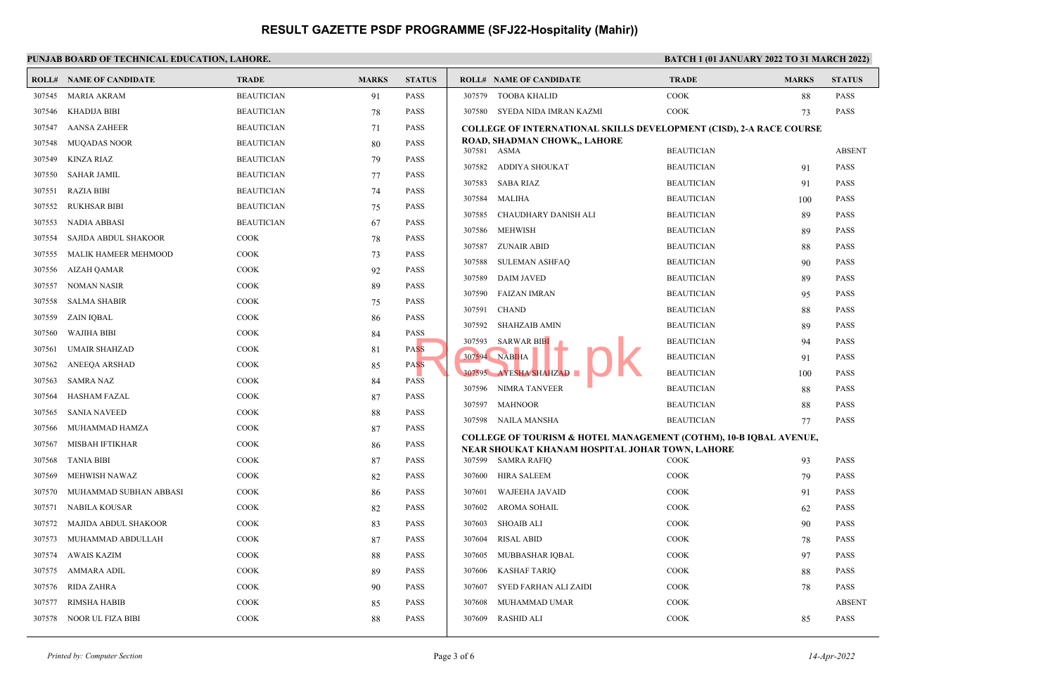# RESULT GAZETTE PSDF PROGRAMME (SFJ22-Hospitality (Mahir))

**PUNJAB BOARD OF TECHNICAL EDUCATION, LAHORE.**

**BATCH 1 (01 JANUARY 2022 TO 31 MARCH 2022)**

| ROLL# | NAME OF CANDIDATE | TRADE | MARKS | STATUS |
|---|---|---|---|---|
| 307545 | MARIA AKRAM | BEAUTICIAN | 91 | PASS |
| 307546 | KHADIJA BIBI | BEAUTICIAN | 78 | PASS |
| 307547 | AANSA ZAHEER | BEAUTICIAN | 71 | PASS |
| 307548 | MUQADAS NOOR | BEAUTICIAN | 80 | PASS |
| 307549 | KINZA RIAZ | BEAUTICIAN | 79 | PASS |
| 307550 | SAHAR JAMIL | BEAUTICIAN | 77 | PASS |
| 307551 | RAZIA BIBI | BEAUTICIAN | 74 | PASS |
| 307552 | RUKHSAR BIBI | BEAUTICIAN | 75 | PASS |
| 307553 | NADIA ABBASI | BEAUTICIAN | 67 | PASS |
| 307554 | SAJIDA ABDUL SHAKOOR | COOK | 78 | PASS |
| 307555 | MALIK HAMEER MEHMOOD | COOK | 73 | PASS |
| 307556 | AIZAH QAMAR | COOK | 92 | PASS |
| 307557 | NOMAN NASIR | COOK | 89 | PASS |
| 307558 | SALMA SHABIR | COOK | 75 | PASS |
| 307559 | ZAIN IQBAL | COOK | 86 | PASS |
| 307560 | WAJIHA BIBI | COOK | 84 | PASS |
| 307561 | UMAIR SHAHZAD | COOK | 81 | PASS |
| 307562 | ANEEQA ARSHAD | COOK | 85 | PASS |
| 307563 | SAMRA NAZ | COOK | 84 | PASS |
| 307564 | HASHAM FAZAL | COOK | 87 | PASS |
| 307565 | SANIA NAVEED | COOK | 88 | PASS |
| 307566 | MUHAMMAD HAMZA | COOK | 87 | PASS |
| 307567 | MISBAH IFTIKHAR | COOK | 86 | PASS |
| 307568 | TANIA BIBI | COOK | 87 | PASS |
| 307569 | MEHWISH NAWAZ | COOK | 82 | PASS |
| 307570 | MUHAMMAD SUBHAN ABBASI | COOK | 86 | PASS |
| 307571 | NABILA KOUSAR | COOK | 82 | PASS |
| 307572 | MAJIDA ABDUL SHAKOOR | COOK | 83 | PASS |
| 307573 | MUHAMMAD ABDULLAH | COOK | 87 | PASS |
| 307574 | AWAIS KAZIM | COOK | 88 | PASS |
| 307575 | AMMARA ADIL | COOK | 89 | PASS |
| 307576 | RIDA ZAHRA | COOK | 90 | PASS |
| 307577 | RIMSHA HABIB | COOK | 85 | PASS |
| 307578 | NOOR UL FIZA BIBI | COOK | 88 | PASS |
| 307579 | TOOBA KHALID | COOK | 88 | PASS |
| 307580 | SYEDA NIDA IMRAN KAZMI | COOK | 73 | PASS |

**COLLEGE OF INTERNATIONAL SKILLS DEVELOPMENT (CISD), 2-A RACE COURSE ROAD, SHADMAN CHOWK,, LAHORE**

| ROLL# | NAME OF CANDIDATE | TRADE | MARKS | STATUS |
|---|---|---|---|---|
| 307581 | ASMA | BEAUTICIAN | | ABSENT |
| 307582 | ADDIYA SHOUKAT | BEAUTICIAN | 91 | PASS |
| 307583 | SABA RIAZ | BEAUTICIAN | 91 | PASS |
| 307584 | MALIHA | BEAUTICIAN | 100 | PASS |
| 307585 | CHAUDHARY DANISH ALI | BEAUTICIAN | 89 | PASS |
| 307586 | MEHWISH | BEAUTICIAN | 89 | PASS |
| 307587 | ZUNAIR ABID | BEAUTICIAN | 88 | PASS |
| 307588 | SULEMAN ASHFAQ | BEAUTICIAN | 90 | PASS |
| 307589 | DAIM JAVED | BEAUTICIAN | 89 | PASS |
| 307590 | FAIZAN IMRAN | BEAUTICIAN | 95 | PASS |
| 307591 | CHAND | BEAUTICIAN | 88 | PASS |
| 307592 | SHAHZAIB AMIN | BEAUTICIAN | 89 | PASS |
| 307593 | SARWAR BIBI | BEAUTICIAN | 94 | PASS |
| 307594 | NABIHA | BEAUTICIAN | 91 | PASS |
| 307595 | AYESHA SHAHZAD | BEAUTICIAN | 100 | PASS |
| 307596 | NIMRA TANVEER | BEAUTICIAN | 88 | PASS |
| 307597 | MAHNOOR | BEAUTICIAN | 88 | PASS |
| 307598 | NAILA MANSHA | BEAUTICIAN | 77 | PASS |

**COLLEGE OF TOURISM & HOTEL MANAGEMENT (COTHM), 10-B IQBAL AVENUE, NEAR SHOUKAT KHANAM HOSPITAL JOHAR TOWN, LAHORE**

| ROLL# | NAME OF CANDIDATE | TRADE | MARKS | STATUS |
|---|---|---|---|---|
| 307599 | SAMRA RAFIQ | COOK | 93 | PASS |
| 307600 | HIRA SALEEM | COOK | 79 | PASS |
| 307601 | WAJEEHA JAVAID | COOK | 91 | PASS |
| 307602 | AROMA SOHAIL | COOK | 62 | PASS |
| 307603 | SHOAIB ALI | COOK | 90 | PASS |
| 307604 | RISAL ABID | COOK | 78 | PASS |
| 307605 | MUBBASHAR IQBAL | COOK | 97 | PASS |
| 307606 | KASHAF TARIQ | COOK | 88 | PASS |
| 307607 | SYED FARHAN ALI ZAIDI | COOK | 78 | PASS |
| 307608 | MUHAMMAD UMAR | COOK | | ABSENT |
| 307609 | RASHID ALI | COOK | 85 | PASS |

*Printed by: Computer Section*

*14-Apr-2022*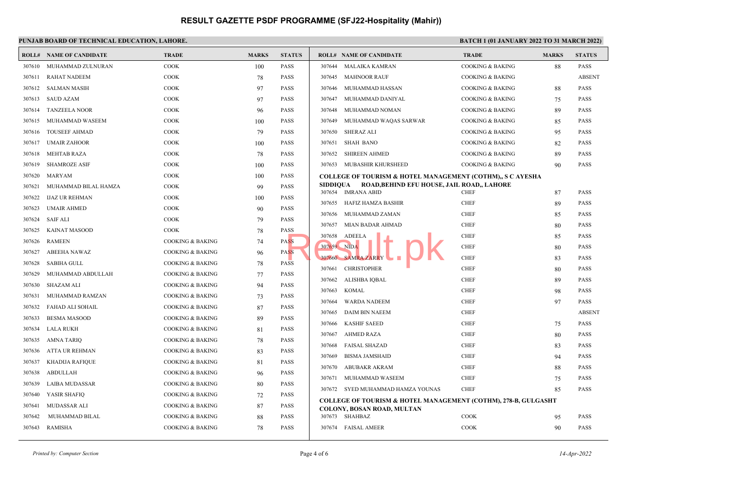# RESULT GAZETTE PSDF PROGRAMME (SFJ22-Hospitality (Mahir))

**PUNJAB BOARD OF TECHNICAL EDUCATION, LAHORE.**

**BATCH 1 (01 JANUARY 2022 TO 31 MARCH 2022)**

| ROLL# | NAME OF CANDIDATE | TRADE | MARKS | STATUS |
|---|---|---|---|---|
| 307610 | MUHAMMAD ZULNURAN | COOK | 100 | PASS |
| 307611 | RAHAT NADEEM | COOK | 78 | PASS |
| 307612 | SALMAN MASIH | COOK | 97 | PASS |
| 307613 | SAUD AZAM | COOK | 97 | PASS |
| 307614 | TANZEELA NOOR | COOK | 96 | PASS |
| 307615 | MUHAMMAD WASEEM | COOK | 100 | PASS |
| 307616 | TOUSEEF AHMAD | COOK | 79 | PASS |
| 307617 | UMAIR ZAHOOR | COOK | 100 | PASS |
| 307618 | MEHTAB RAZA | COOK | 78 | PASS |
| 307619 | SHAMROZE ASIF | COOK | 100 | PASS |
| 307620 | MARYAM | COOK | 100 | PASS |
| 307621 | MUHAMMAD BILAL HAMZA | COOK | 99 | PASS |
| 307622 | IJAZ UR REHMAN | COOK | 100 | PASS |
| 307623 | UMAIR AHMED | COOK | 90 | PASS |
| 307624 | SAIF ALI | COOK | 79 | PASS |
| 307625 | KAINAT MASOOD | COOK | 78 | PASS |
| 307626 | RAMEEN | COOKING & BAKING | 74 | PASS |
| 307627 | ABEEHA NAWAZ | COOKING & BAKING | 96 | PASS |
| 307628 | SABIHA GULL | COOKING & BAKING | 78 | PASS |
| 307629 | MUHAMMAD ABDULLAH | COOKING & BAKING | 77 | PASS |
| 307630 | SHAZAM ALI | COOKING & BAKING | 94 | PASS |
| 307631 | MUHAMMAD RAMZAN | COOKING & BAKING | 73 | PASS |
| 307632 | FAHAD ALI SOHAIL | COOKING & BAKING | 87 | PASS |
| 307633 | BESMA MASOOD | COOKING & BAKING | 89 | PASS |
| 307634 | LALA RUKH | COOKING & BAKING | 81 | PASS |
| 307635 | AMNA TARIQ | COOKING & BAKING | 78 | PASS |
| 307636 | ATTA UR REHMAN | COOKING & BAKING | 83 | PASS |
| 307637 | KHADIJA RAFIQUE | COOKING & BAKING | 81 | PASS |
| 307638 | ABDULLAH | COOKING & BAKING | 96 | PASS |
| 307639 | LAIBA MUDASSAR | COOKING & BAKING | 80 | PASS |
| 307640 | YASIR SHAFIQ | COOKING & BAKING | 72 | PASS |
| 307641 | MUDASSAR ALI | COOKING & BAKING | 87 | PASS |
| 307642 | MUHAMMAD BILAL | COOKING & BAKING | 88 | PASS |
| 307643 | RAMISHA | COOKING & BAKING | 78 | PASS |
| 307644 | MALAIKA KAMRAN | COOKING & BAKING | 88 | PASS |
| 307645 | MAHNOOR RAUF | COOKING & BAKING | | ABSENT |
| 307646 | MUHAMMAD HASSAN | COOKING & BAKING | 88 | PASS |
| 307647 | MUHAMMAD DANIYAL | COOKING & BAKING | 75 | PASS |
| 307648 | MUHAMMAD NOMAN | COOKING & BAKING | 89 | PASS |
| 307649 | MUHAMMAD WAQAS SARWAR | COOKING & BAKING | 85 | PASS |
| 307650 | SHERAZ ALI | COOKING & BAKING | 95 | PASS |
| 307651 | SHAH BANO | COOKING & BAKING | 82 | PASS |
| 307652 | SHIREEN AHMED | COOKING & BAKING | 89 | PASS |
| 307653 | MUBASHIR KHURSHEED | COOKING & BAKING | 90 | PASS |

**COLLEGE OF TOURISM & HOTEL MANAGEMENT (COTHM),, S C AYESHA SIDDIQUA ROAD,BEHIND EFU HOUSE, JAIL ROAD,, LAHORE**

| ROLL# | NAME OF CANDIDATE | TRADE | MARKS | STATUS |
|---|---|---|---|---|
| 307654 | IMRANA ABID | CHEF | 87 | PASS |
| 307655 | HAFIZ HAMZA BASHIR | CHEF | 89 | PASS |
| 307656 | MUHAMMAD ZAMAN | CHEF | 85 | PASS |
| 307657 | MIAN BADAR AHMAD | CHEF | 80 | PASS |
| 307658 | ADEELA | CHEF | 85 | PASS |
| 307659 | NIDA | CHEF | 80 | PASS |
| 307660 | SAMRA ZARRY | CHEF | 83 | PASS |
| 307661 | CHRISTOPHER | CHEF | 80 | PASS |
| 307662 | ALISHBA IQBAL | CHEF | 89 | PASS |
| 307663 | KOMAL | CHEF | 98 | PASS |
| 307664 | WARDA NADEEM | CHEF | 97 | PASS |
| 307665 | DAIM BIN NAEEM | CHEF | | ABSENT |
| 307666 | KASHIF SAEED | CHEF | 75 | PASS |
| 307667 | AHMED RAZA | CHEF | 80 | PASS |
| 307668 | FAISAL SHAZAD | CHEF | 83 | PASS |
| 307669 | BISMA JAMSHAID | CHEF | 94 | PASS |
| 307670 | ABUBAKR AKRAM | CHEF | 88 | PASS |
| 307671 | MUHAMMAD WASEEM | CHEF | 75 | PASS |
| 307672 | SYED MUHAMMAD HAMZA YOUNAS | CHEF | 85 | PASS |

**COLLEGE OF TOURISM & HOTEL MANAGEMENT (COTHM), 278-B, GULGASHT COLONY, BOSAN ROAD, MULTAN**

| ROLL# | NAME OF CANDIDATE | TRADE | MARKS | STATUS |
|---|---|---|---|---|
| 307673 | SHAHBAZ | COOK | 95 | PASS |
| 307674 | FAISAL AMEER | COOK | 90 | PASS |

*Printed by: Computer Section* *14-Apr-2022*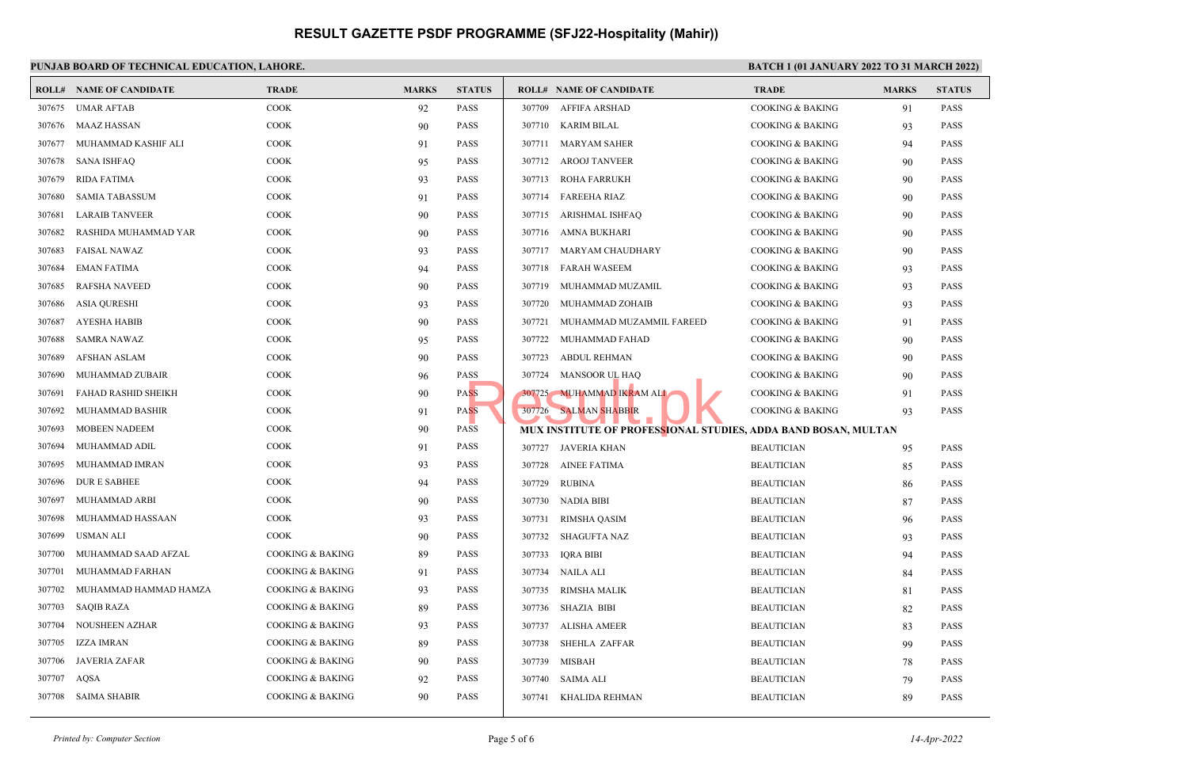# RESULT GAZETTE PSDF PROGRAMME (SFJ22-Hospitality (Mahir))

**PUNJAB BOARD OF TECHNICAL EDUCATION, LAHORE.**

**BATCH 1 (01 JANUARY 2022 TO 31 MARCH 2022)**

| ROLL# | NAME OF CANDIDATE | TRADE | MARKS | STATUS |
|---|---|---|---|---|
| 307675 | UMAR AFTAB | COOK | 92 | PASS |
| 307676 | MAAZ HASSAN | COOK | 90 | PASS |
| 307677 | MUHAMMAD KASHIF ALI | COOK | 91 | PASS |
| 307678 | SANA ISHFAQ | COOK | 95 | PASS |
| 307679 | RIDA FATIMA | COOK | 93 | PASS |
| 307680 | SAMIA TABASSUM | COOK | 91 | PASS |
| 307681 | LARAIB TANVEER | COOK | 90 | PASS |
| 307682 | RASHIDA MUHAMMAD YAR | COOK | 90 | PASS |
| 307683 | FAISAL NAWAZ | COOK | 93 | PASS |
| 307684 | EMAN FATIMA | COOK | 94 | PASS |
| 307685 | RAFSHA NAVEED | COOK | 90 | PASS |
| 307686 | ASIA QURESHI | COOK | 93 | PASS |
| 307687 | AYESHA HABIB | COOK | 90 | PASS |
| 307688 | SAMRA NAWAZ | COOK | 95 | PASS |
| 307689 | AFSHAN ASLAM | COOK | 90 | PASS |
| 307690 | MUHAMMAD ZUBAIR | COOK | 96 | PASS |
| 307691 | FAHAD RASHID SHEIKH | COOK | 90 | PASS |
| 307692 | MUHAMMAD BASHIR | COOK | 91 | PASS |
| 307693 | MOBEEN NADEEM | COOK | 90 | PASS |
| 307694 | MUHAMMAD ADIL | COOK | 91 | PASS |
| 307695 | MUHAMMAD IMRAN | COOK | 93 | PASS |
| 307696 | DUR E SABHEE | COOK | 94 | PASS |
| 307697 | MUHAMMAD ARBI | COOK | 90 | PASS |
| 307698 | MUHAMMAD HASSAAN | COOK | 93 | PASS |
| 307699 | USMAN ALI | COOK | 90 | PASS |
| 307700 | MUHAMMAD SAAD AFZAL | COOKING & BAKING | 89 | PASS |
| 307701 | MUHAMMAD FARHAN | COOKING & BAKING | 91 | PASS |
| 307702 | MUHAMMAD HAMMAD HAMZA | COOKING & BAKING | 93 | PASS |
| 307703 | SAQIB RAZA | COOKING & BAKING | 89 | PASS |
| 307704 | NOUSHEEN AZHAR | COOKING & BAKING | 93 | PASS |
| 307705 | IZZA IMRAN | COOKING & BAKING | 89 | PASS |
| 307706 | JAVERIA ZAFAR | COOKING & BAKING | 90 | PASS |
| 307707 | AQSA | COOKING & BAKING | 92 | PASS |
| 307708 | SAIMA SHABIR | COOKING & BAKING | 90 | PASS |
| 307709 | AFFIFA ARSHAD | COOKING & BAKING | 91 | PASS |
| 307710 | KARIM BILAL | COOKING & BAKING | 93 | PASS |
| 307711 | MARYAM SAHER | COOKING & BAKING | 94 | PASS |
| 307712 | AROOJ TANVEER | COOKING & BAKING | 90 | PASS |
| 307713 | ROHA FARRUKH | COOKING & BAKING | 90 | PASS |
| 307714 | FAREEHA RIAZ | COOKING & BAKING | 90 | PASS |
| 307715 | ARISHMAL ISHFAQ | COOKING & BAKING | 90 | PASS |
| 307716 | AMNA BUKHARI | COOKING & BAKING | 90 | PASS |
| 307717 | MARYAM CHAUDHARY | COOKING & BAKING | 90 | PASS |
| 307718 | FARAH WASEEM | COOKING & BAKING | 93 | PASS |
| 307719 | MUHAMMAD MUZAMIL | COOKING & BAKING | 93 | PASS |
| 307720 | MUHAMMAD ZOHAIB | COOKING & BAKING | 93 | PASS |
| 307721 | MUHAMMAD MUZAMMIL FAREED | COOKING & BAKING | 91 | PASS |
| 307722 | MUHAMMAD FAHAD | COOKING & BAKING | 90 | PASS |
| 307723 | ABDUL REHMAN | COOKING & BAKING | 90 | PASS |
| 307724 | MANSOOR UL HAQ | COOKING & BAKING | 90 | PASS |
| 307725 | MUHAMMAD IKRAM ALI | COOKING & BAKING | 91 | PASS |
| 307726 | SALMAN SHABBIR | COOKING & BAKING | 93 | PASS |

**MUX INSTITUTE OF PROFESSIONAL STUDIES, ADDA BAND BOSAN, MULTAN**

| ROLL# | NAME OF CANDIDATE | TRADE | MARKS | STATUS |
|---|---|---|---|---|
| 307727 | JAVERIA KHAN | BEAUTICIAN | 95 | PASS |
| 307728 | AINEE FATIMA | BEAUTICIAN | 85 | PASS |
| 307729 | RUBINA | BEAUTICIAN | 86 | PASS |
| 307730 | NADIA BIBI | BEAUTICIAN | 87 | PASS |
| 307731 | RIMSHA QASIM | BEAUTICIAN | 96 | PASS |
| 307732 | SHAGUFTA NAZ | BEAUTICIAN | 93 | PASS |
| 307733 | IQRA BIBI | BEAUTICIAN | 94 | PASS |
| 307734 | NAILA ALI | BEAUTICIAN | 84 | PASS |
| 307735 | RIMSHA MALIK | BEAUTICIAN | 81 | PASS |
| 307736 | SHAZIA BIBI | BEAUTICIAN | 82 | PASS |
| 307737 | ALISHA AMEER | BEAUTICIAN | 83 | PASS |
| 307738 | SHEHLA ZAFFAR | BEAUTICIAN | 99 | PASS |
| 307739 | MISBAH | BEAUTICIAN | 78 | PASS |
| 307740 | SAIMA ALI | BEAUTICIAN | 79 | PASS |
| 307741 | KHALIDA REHMAN | BEAUTICIAN | 89 | PASS |

*Printed by: Computer Section*

*14-Apr-2022*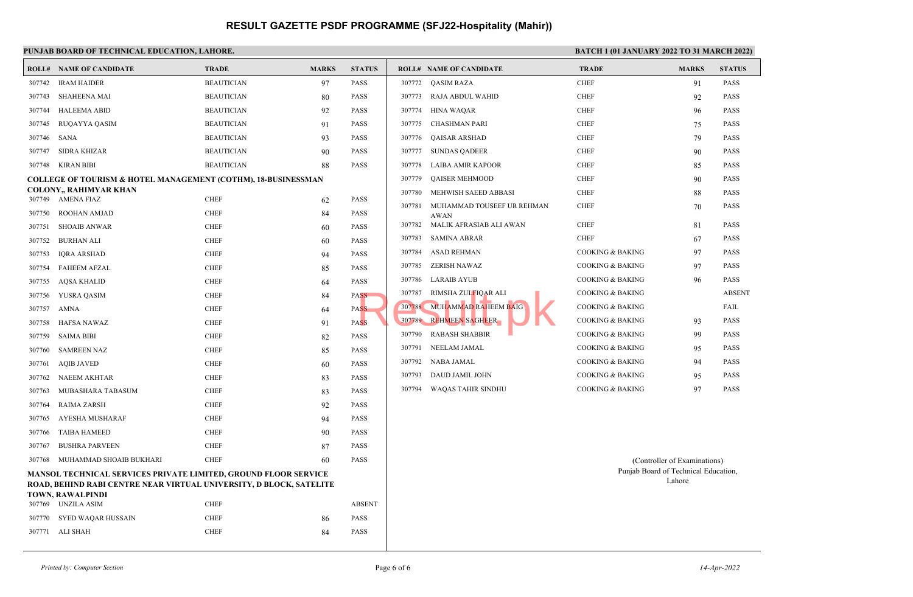# RESULT GAZETTE PSDF PROGRAMME (SFJ22-Hospitality (Mahir))

**PUNJAB BOARD OF TECHNICAL EDUCATION, LAHORE.**

**BATCH 1 (01 JANUARY 2022 TO 31 MARCH 2022)**

| ROLL# | NAME OF CANDIDATE | TRADE | MARKS | STATUS |
|---|---|---|---|---|
| 307742 | IRAM HAIDER | BEAUTICIAN | 97 | PASS |
| 307743 | SHAHEENA MAI | BEAUTICIAN | 80 | PASS |
| 307744 | HALEEMA ABID | BEAUTICIAN | 92 | PASS |
| 307745 | RUQAYYA QASIM | BEAUTICIAN | 91 | PASS |
| 307746 | SANA | BEAUTICIAN | 93 | PASS |
| 307747 | SIDRA KHIZAR | BEAUTICIAN | 90 | PASS |
| 307748 | KIRAN BIBI | BEAUTICIAN | 88 | PASS |

**COLLEGE OF TOURISM & HOTEL MANAGEMENT (COTHM), 18-BUSINESSMAN COLONY,, RAHIMYAR KHAN**

| ROLL# | NAME OF CANDIDATE | TRADE | MARKS | STATUS |
|---|---|---|---|---|
| 307749 | AMENA FIAZ | CHEF | 62 | PASS |
| 307750 | ROOHAN AMJAD | CHEF | 84 | PASS |
| 307751 | SHOAIB ANWAR | CHEF | 60 | PASS |
| 307752 | BURHAN ALI | CHEF | 60 | PASS |
| 307753 | IQRA ARSHAD | CHEF | 94 | PASS |
| 307754 | FAHEEM AFZAL | CHEF | 85 | PASS |
| 307755 | AQSA KHALID | CHEF | 64 | PASS |
| 307756 | YUSRA QASIM | CHEF | 84 | PASS |
| 307757 | AMNA | CHEF | 64 | PASS |
| 307758 | HAFSA NAWAZ | CHEF | 91 | PASS |
| 307759 | SAIMA BIBI | CHEF | 82 | PASS |
| 307760 | SAMREEN NAZ | CHEF | 85 | PASS |
| 307761 | AQIB JAVED | CHEF | 60 | PASS |
| 307762 | NAEEM AKHTAR | CHEF | 83 | PASS |
| 307763 | MUBASHARA TABASUM | CHEF | 83 | PASS |
| 307764 | RAIMA ZARSH | CHEF | 92 | PASS |
| 307765 | AYESHA MUSHARAF | CHEF | 94 | PASS |
| 307766 | TAIBA HAMEED | CHEF | 90 | PASS |
| 307767 | BUSHRA PARVEEN | CHEF | 87 | PASS |
| 307768 | MUHAMMAD SHOAIB BUKHARI | CHEF | 60 | PASS |

**MANSOL TECHNICAL SERVICES PRIVATE LIMITED, GROUND FLOOR SERVICE ROAD, BEHIND RABI CENTRE NEAR VIRTUAL UNIVERSITY, D BLOCK, SATELITE TOWN, RAWALPINDI**

| ROLL# | NAME OF CANDIDATE | TRADE | MARKS | STATUS |
|---|---|---|---|---|
| 307769 | UNZILA ASIM | CHEF | | ABSENT |
| 307770 | SYED WAQAR HUSSAIN | CHEF | 86 | PASS |
| 307771 | ALI SHAH | CHEF | 84 | PASS |
| 307772 | QASIM RAZA | CHEF | 91 | PASS |
| 307773 | RAJA ABDUL WAHID | CHEF | 92 | PASS |
| 307774 | HINA WAQAR | CHEF | 96 | PASS |
| 307775 | CHASHMAN PARI | CHEF | 75 | PASS |
| 307776 | QAISAR ARSHAD | CHEF | 79 | PASS |
| 307777 | SUNDAS QADEER | CHEF | 90 | PASS |
| 307778 | LAIBA AMIR KAPOOR | CHEF | 85 | PASS |
| 307779 | QAISER MEHMOOD | CHEF | 90 | PASS |
| 307780 | MEHWISH SAEED ABBASI | CHEF | 88 | PASS |
| 307781 | MUHAMMAD TOUSEEF UR REHMAN AWAN | CHEF | 70 | PASS |
| 307782 | MALIK AFRASIAB ALI AWAN | CHEF | 81 | PASS |
| 307783 | SAMINA ABRAR | CHEF | 67 | PASS |
| 307784 | ASAD REHMAN | COOKING & BAKING | 97 | PASS |
| 307785 | ZERISH NAWAZ | COOKING & BAKING | 97 | PASS |
| 307786 | LARAIB AYUB | COOKING & BAKING | 96 | PASS |
| 307787 | RIMSHA ZULFIQAR ALI | COOKING & BAKING | | ABSENT |
| 307788 | MUHAMMAD RAHEEM BAIG | COOKING & BAKING | | FAIL |
| 307789 | REHMEEN SAGHEER | COOKING & BAKING | 93 | PASS |
| 307790 | RABASH SHABBIR | COOKING & BAKING | 99 | PASS |
| 307791 | NEELAM JAMAL | COOKING & BAKING | 95 | PASS |
| 307792 | NABA JAMAL | COOKING & BAKING | 94 | PASS |
| 307793 | DAUD JAMIL JOHN | COOKING & BAKING | 95 | PASS |
| 307794 | WAQAS TAHIR SINDHU | COOKING & BAKING | 97 | PASS |

(Controller of Examinations)
Punjab Board of Technical Education, Lahore

*Printed by: Computer Section*

*14-Apr-2022*